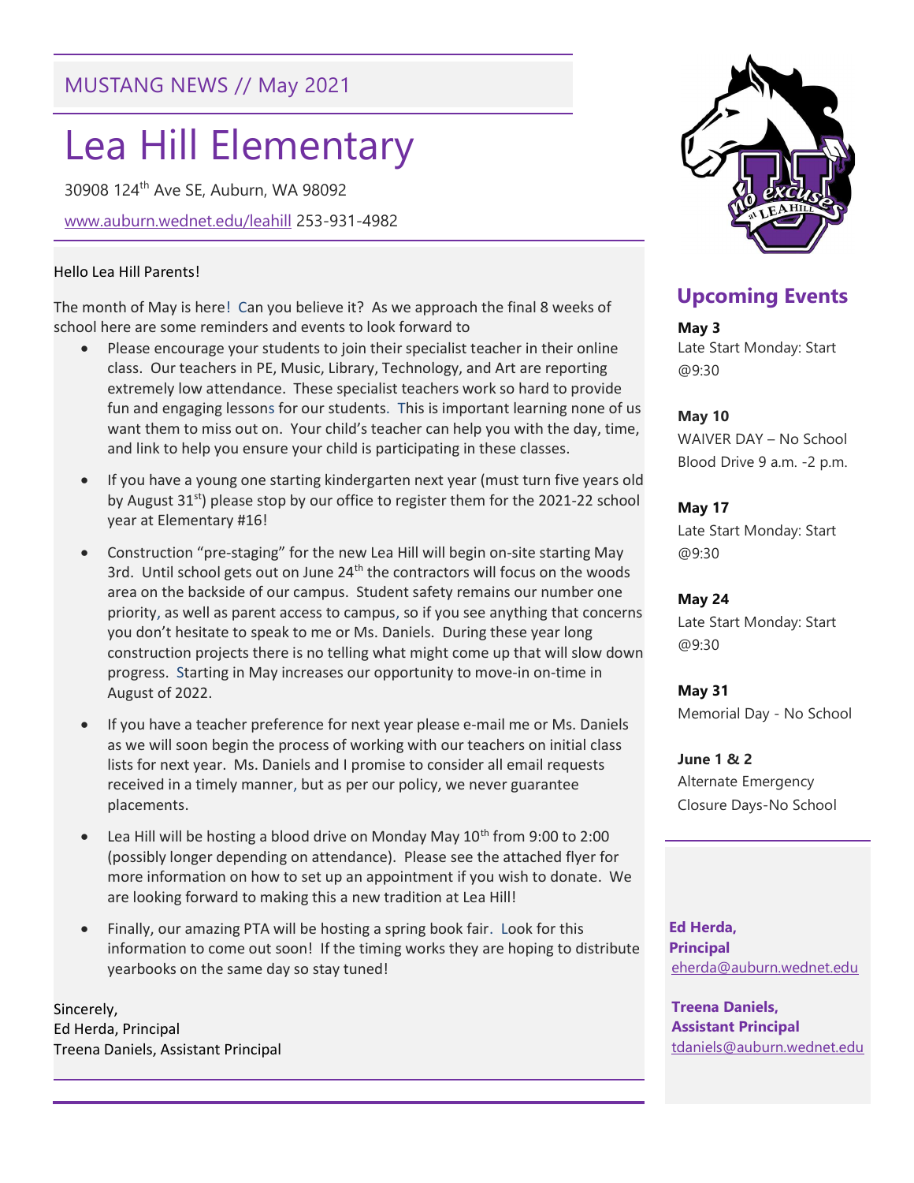MUSTANG NEWS // May 2021

# Lea Hill Elementary

30908 124th Ave SE, Auburn, WA 98092

www.auburn.wednet.edu/leahill 253-931-4982

Hello Lea Hill Parents!

The month of May is here! Can you believe it? As we approach the final 8 weeks of school here are some reminders and events to look forward to

- Please encourage your students to join their specialist teacher in their online class. Our teachers in PE, Music, Library, Technology, and Art are reporting extremely low attendance. These specialist teachers work so hard to provide fun and engaging lessons for our students. This is important learning none of us want them to miss out on. Your child's teacher can help you with the day, time, and link to help you ensure your child is participating in these classes.

- If you have a young one starting kindergarten next year (must turn five years old by August 31st) please stop by our office to register them for the 2021-22 school year at Elementary #16!

- Construction "pre-staging" for the new Lea Hill will begin on-site starting May 3rd. Until school gets out on June 24th the contractors will focus on the woods area on the backside of our campus. Student safety remains our number one priority, as well as parent access to campus, so if you see anything that concerns you don't hesitate to speak to me or Ms. Daniels. During these year long construction projects there is no telling what might come up that will slow down progress. Starting in May increases our opportunity to move-in on-time in August of 2022.

- If you have a teacher preference for next year please e-mail me or Ms. Daniels as we will soon begin the process of working with our teachers on initial class lists for next year. Ms. Daniels and I promise to consider all email requests received in a timely manner, but as per our policy, we never guarantee placements.

- Lea Hill will be hosting a blood drive on Monday May 10th from 9:00 to 2:00 (possibly longer depending on attendance). Please see the attached flyer for more information on how to set up an appointment if you wish to donate. We are looking forward to making this a new tradition at Lea Hill!

- Finally, our amazing PTA will be hosting a spring book fair. Look for this information to come out soon! If the timing works they are hoping to distribute yearbooks on the same day so stay tuned!

Sincerely,
Ed Herda, Principal
Treena Daniels, Assistant Principal

## Upcoming Events

**May 3**
Late Start Monday: Start @9:30

**May 10**
WAIVER DAY – No School
Blood Drive 9 a.m. -2 p.m.

**May 17**
Late Start Monday: Start @9:30

**May 24**
Late Start Monday: Start @9:30

**May 31**
Memorial Day - No School

**June 1 & 2**
Alternate Emergency Closure Days-No School

**Ed Herda, Principal**
eherda@auburn.wednet.edu

**Treena Daniels, Assistant Principal**
tdaniels@auburn.wednet.edu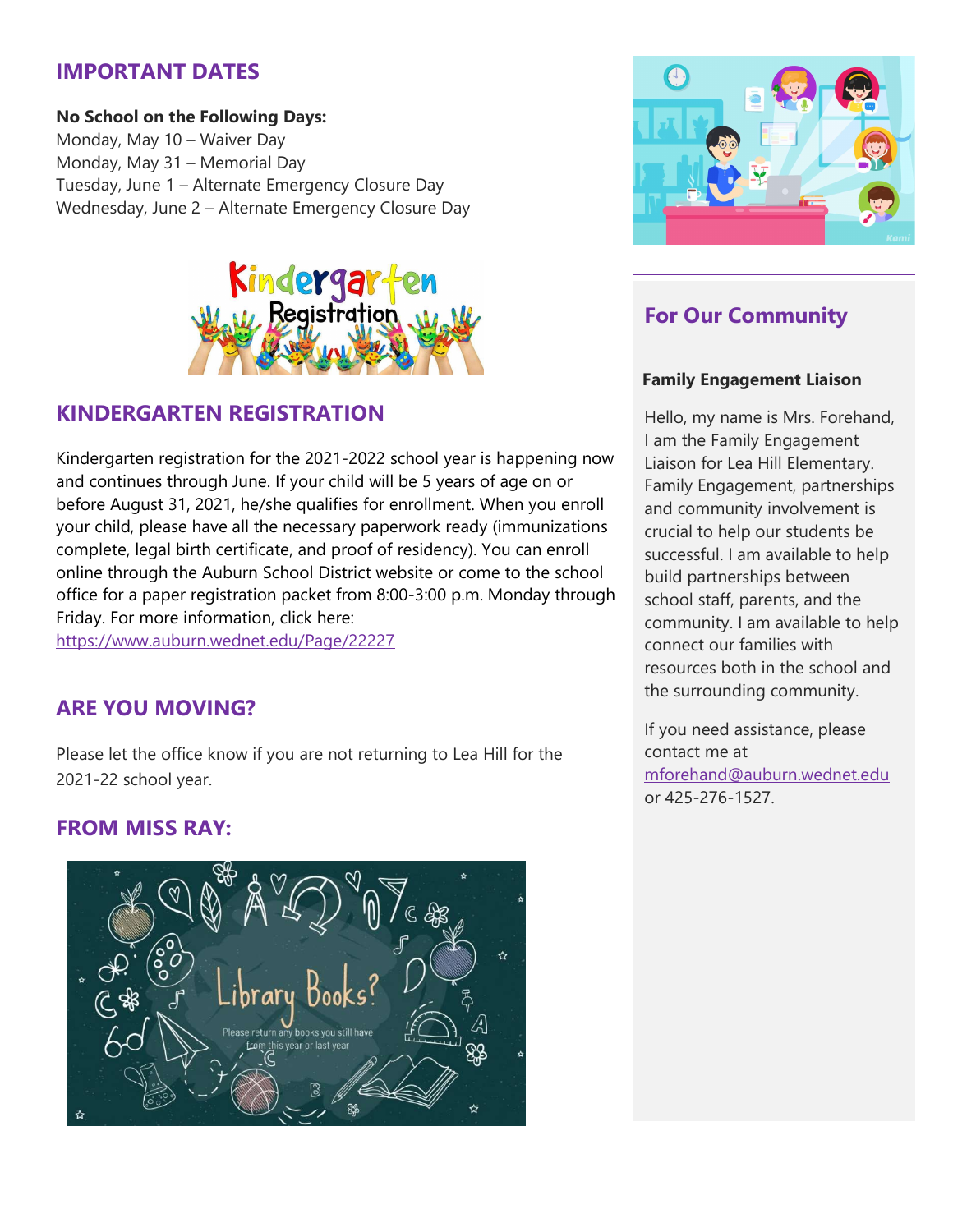## IMPORTANT DATES

**No School on the Following Days:**
Monday, May 10 – Waiver Day
Monday, May 31 – Memorial Day
Tuesday, June 1 – Alternate Emergency Closure Day
Wednesday, June 2 – Alternate Emergency Closure Day

## KINDERGARTEN REGISTRATION

Kindergarten registration for the 2021-2022 school year is happening now and continues through June. If your child will be 5 years of age on or before August 31, 2021, he/she qualifies for enrollment. When you enroll your child, please have all the necessary paperwork ready (immunizations complete, legal birth certificate, and proof of residency). You can enroll online through the Auburn School District website or come to the school office for a paper registration packet from 8:00-3:00 p.m. Monday through Friday. For more information, click here: https://www.auburn.wednet.edu/Page/22227

## ARE YOU MOVING?

Please let the office know if you are not returning to Lea Hill for the 2021-22 school year.

## FROM MISS RAY:

## For Our Community

**Family Engagement Liaison**

Hello, my name is Mrs. Forehand, I am the Family Engagement Liaison for Lea Hill Elementary. Family Engagement, partnerships and community involvement is crucial to help our students be successful. I am available to help build partnerships between school staff, parents, and the community. I am available to help connect our families with resources both in the school and the surrounding community.

If you need assistance, please contact me at mforehand@auburn.wednet.edu or 425-276-1527.